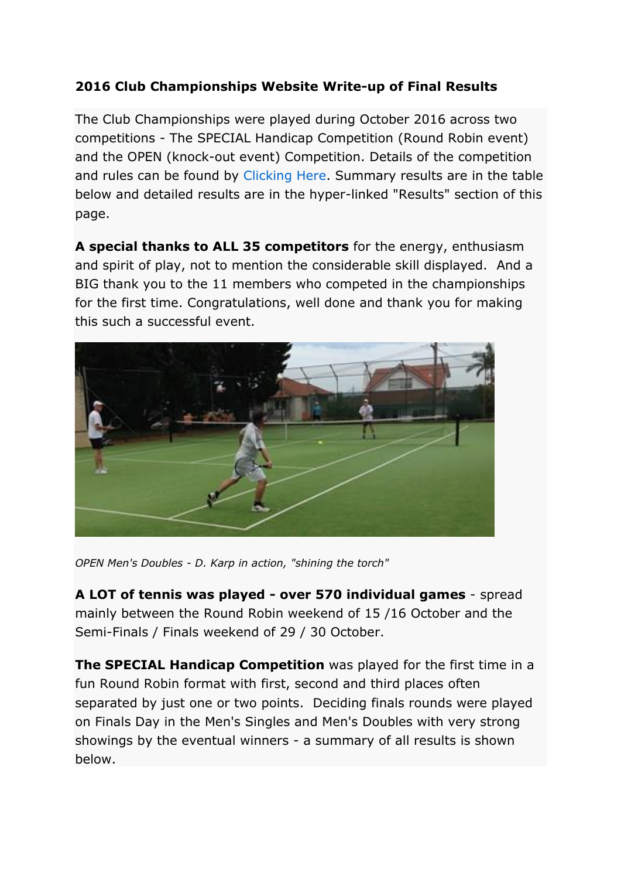**2016 Club Championships Website Write-up of Final Results**

The Club Championships were played during October 2016 across two competitions - The SPECIAL Handicap Competition (Round Robin event) and the OPEN (knock-out event) Competition. Details of the competition and rules can be found by Clicking Here. Summary results are in the table below and detailed results are in the hyper-linked "Results" section of this page.

**A special thanks to ALL 35 competitors** for the energy, enthusiasm and spirit of play, not to mention the considerable skill displayed. And a BIG thank you to the 11 members who competed in the championships for the first time. Congratulations, well done and thank you for making this such a successful event.

*OPEN Men's Doubles - D. Karp in action, "shining the torch"*

**A LOT of tennis was played - over 570 individual games** - spread mainly between the Round Robin weekend of 15 /16 October and the Semi-Finals / Finals weekend of 29 / 30 October.

**The SPECIAL Handicap Competition** was played for the first time in a fun Round Robin format with first, second and third places often separated by just one or two points. Deciding finals rounds were played on Finals Day in the Men's Singles and Men's Doubles with very strong showings by the eventual winners - a summary of all results is shown below.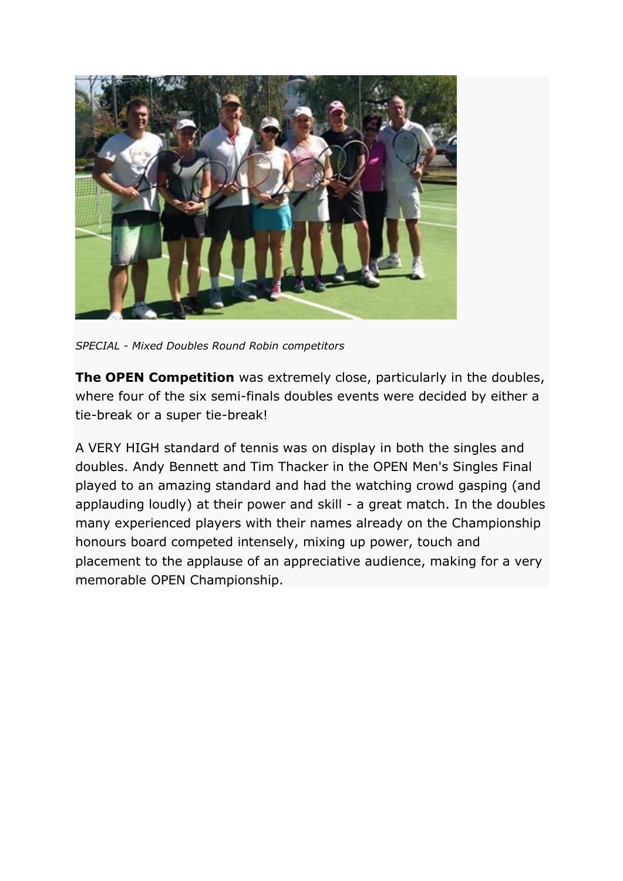*SPECIAL - Mixed Doubles Round Robin competitors*

**The OPEN Competition** was extremely close, particularly in the doubles, where four of the six semi-finals doubles events were decided by either a tie-break or a super tie-break!

A VERY HIGH standard of tennis was on display in both the singles and doubles. Andy Bennett and Tim Thacker in the OPEN Men's Singles Final played to an amazing standard and had the watching crowd gasping (and applauding loudly) at their power and skill - a great match. In the doubles many experienced players with their names already on the Championship honours board competed intensely, mixing up power, touch and placement to the applause of an appreciative audience, making for a very memorable OPEN Championship.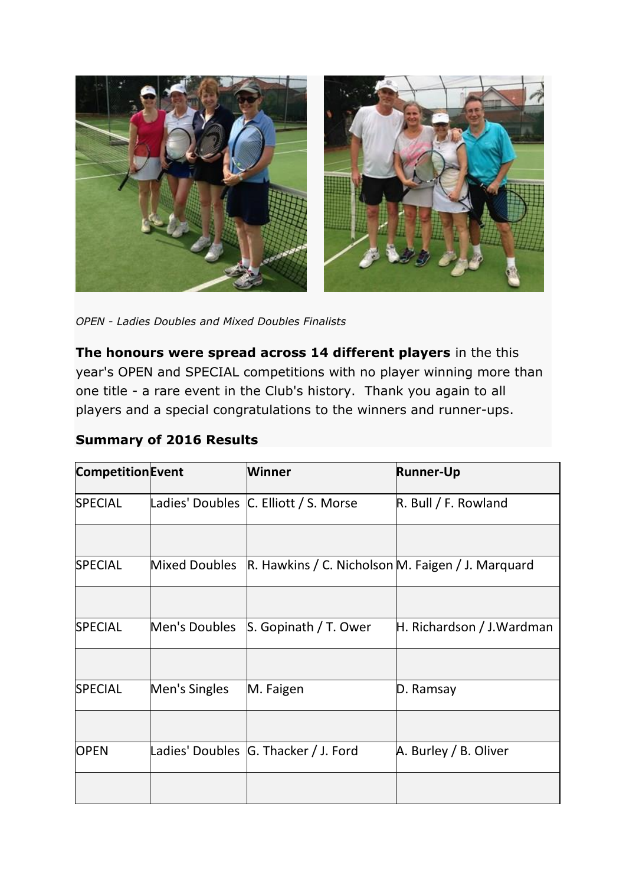*OPEN - Ladies Doubles and Mixed Doubles Finalists*

**The honours were spread across 14 different players** in the this year's OPEN and SPECIAL competitions with no player winning more than one title - a rare event in the Club's history.  Thank you again to all players and a special congratulations to the winners and runner-ups.

**Summary of 2016 Results**

| Competition | Event | Winner | Runner-Up |
|---|---|---|---|
| SPECIAL | Ladies' Doubles | C. Elliott / S. Morse | R. Bull / F. Rowland |
| | | | |
| SPECIAL | Mixed Doubles | R. Hawkins / C. Nicholson | M. Faigen / J. Marquard |
| | | | |
| SPECIAL | Men's Doubles | S. Gopinath / T. Ower | H. Richardson / J.Wardman |
| | | | |
| SPECIAL | Men's Singles | M. Faigen | D. Ramsay |
| | | | |
| OPEN | Ladies' Doubles | G. Thacker / J. Ford | A. Burley / B. Oliver |
| | | | |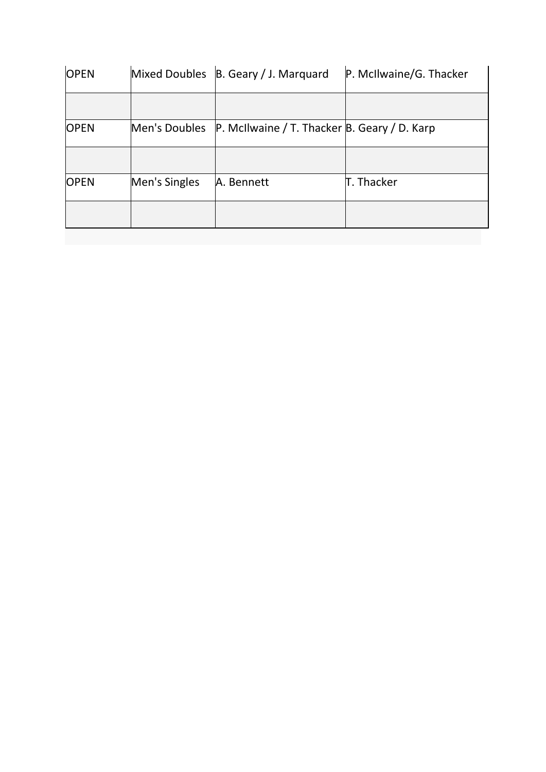| | | | |
|---|---|---|---|
| OPEN | Mixed Doubles | B. Geary / J. Marquard | P. McIlwaine/G. Thacker |
| | | | |
| OPEN | Men's Doubles | P. McIlwaine / T. Thacker | B. Geary / D. Karp |
| | | | |
| OPEN | Men's Singles | A. Bennett | T. Thacker |
| | | | |